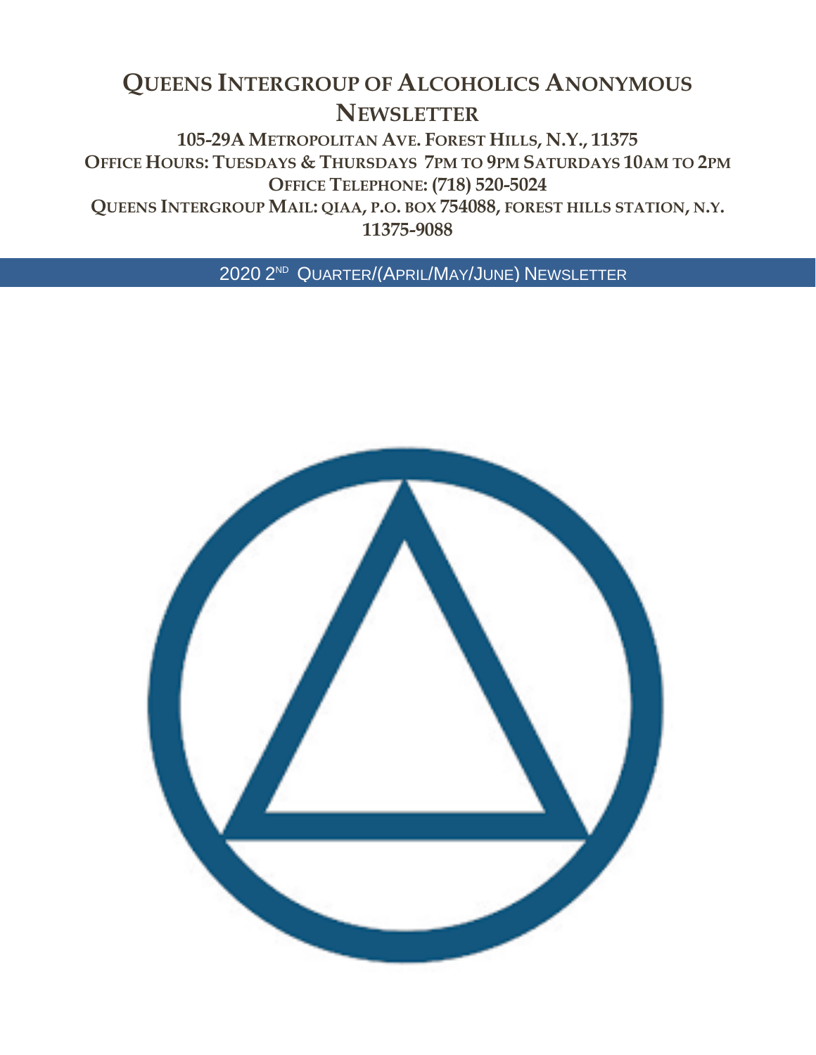# Queens Intergroup of Alcoholics Anonymous Newsletter

**105-29A Metropolitan Ave. Forest Hills, N.Y., 11375**

**Office Hours: Tuesdays & Thursdays 7PM to 9PM Saturdays 10AM to 2PM**

**Office Telephone: (718) 520-5024**

**Queens Intergroup Mail: QIAA, P.O. Box 754088, Forest Hills Station, N.Y. 11375-9088**

## 2020 2ND Quarter/(April/May/June) Newsletter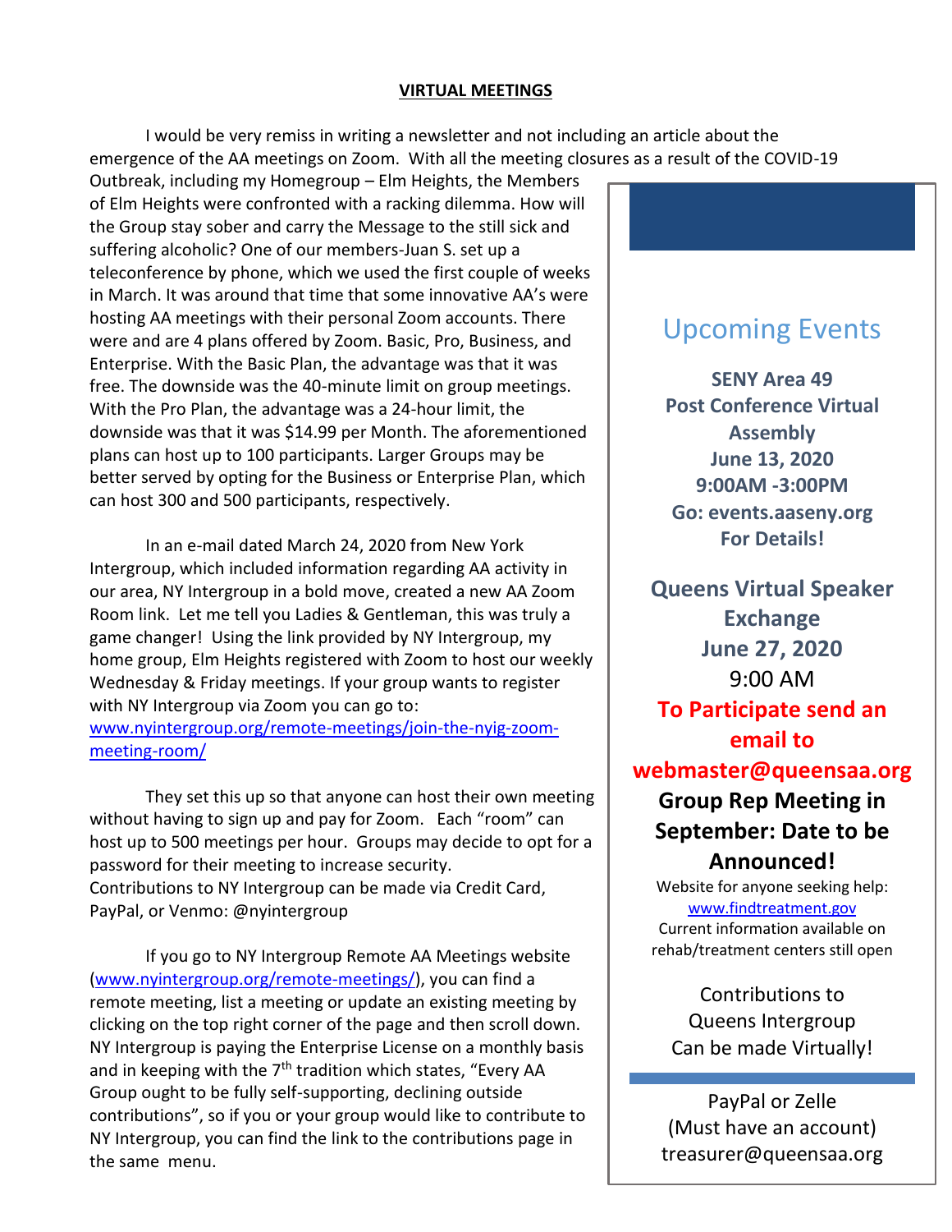## VIRTUAL MEETINGS

I would be very remiss in writing a newsletter and not including an article about the emergence of the AA meetings on Zoom. With all the meeting closures as a result of the COVID-19 Outbreak, including my Homegroup – Elm Heights, the Members of Elm Heights were confronted with a racking dilemma. How will the Group stay sober and carry the Message to the still sick and suffering alcoholic? One of our members-Juan S. set up a teleconference by phone, which we used the first couple of weeks in March. It was around that time that some innovative AA's were hosting AA meetings with their personal Zoom accounts. There were and are 4 plans offered by Zoom. Basic, Pro, Business, and Enterprise. With the Basic Plan, the advantage was that it was free. The downside was the 40-minute limit on group meetings. With the Pro Plan, the advantage was a 24-hour limit, the downside was that it was $14.99 per Month. The aforementioned plans can host up to 100 participants. Larger Groups may be better served by opting for the Business or Enterprise Plan, which can host 300 and 500 participants, respectively.

In an e-mail dated March 24, 2020 from New York Intergroup, which included information regarding AA activity in our area, NY Intergroup in a bold move, created a new AA Zoom Room link. Let me tell you Ladies & Gentleman, this was truly a game changer! Using the link provided by NY Intergroup, my home group, Elm Heights registered with Zoom to host our weekly Wednesday & Friday meetings. If your group wants to register with NY Intergroup via Zoom you can go to: www.nyintergroup.org/remote-meetings/join-the-nyig-zoom-meeting-room/

They set this up so that anyone can host their own meeting without having to sign up and pay for Zoom. Each "room" can host up to 500 meetings per hour. Groups may decide to opt for a password for their meeting to increase security. Contributions to NY Intergroup can be made via Credit Card, PayPal, or Venmo: @nyintergroup

If you go to NY Intergroup Remote AA Meetings website (www.nyintergroup.org/remote-meetings/), you can find a remote meeting, list a meeting or update an existing meeting by clicking on the top right corner of the page and then scroll down. NY Intergroup is paying the Enterprise License on a monthly basis and in keeping with the 7th tradition which states, "Every AA Group ought to be fully self-supporting, declining outside contributions", so if you or your group would like to contribute to NY Intergroup, you can find the link to the contributions page in the same menu.

## Upcoming Events

**SENY Area 49**
**Post Conference Virtual Assembly**
**June 13, 2020**
**9:00AM -3:00PM**
**Go: events.aaseny.org**
**For Details!**

**Queens Virtual Speaker Exchange**
**June 27, 2020**
9:00 AM
**To Participate send an email to webmaster@queensaa.org**

**Group Rep Meeting in September: Date to be Announced!**

Website for anyone seeking help:
www.findtreatment.gov
Current information available on rehab/treatment centers still open

Contributions to Queens Intergroup Can be made Virtually!

PayPal or Zelle
(Must have an account)
treasurer@queensaa.org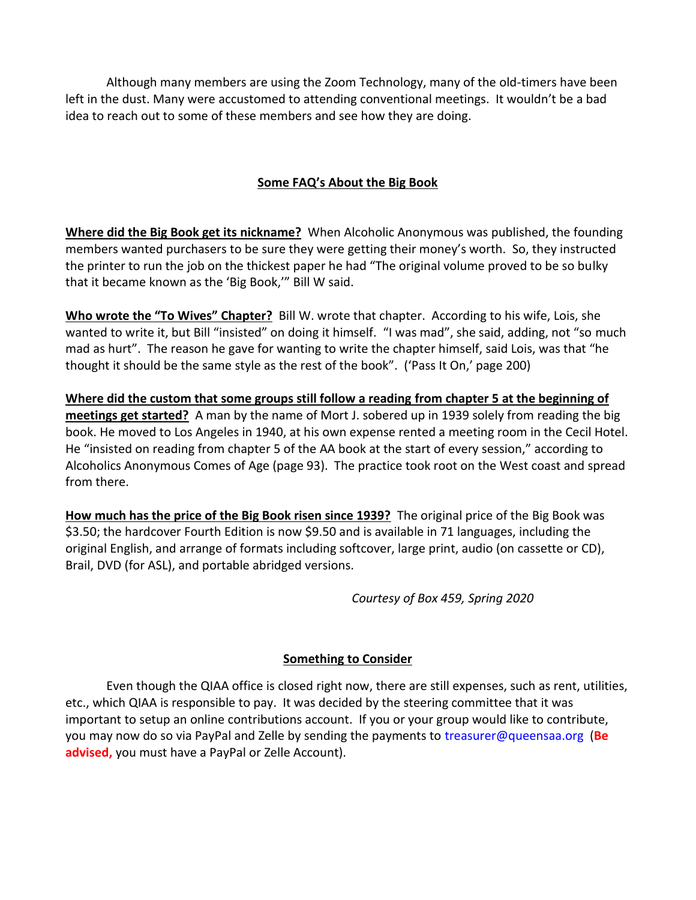Although many members are using the Zoom Technology, many of the old-timers have been left in the dust. Many were accustomed to attending conventional meetings. It wouldn't be a bad idea to reach out to some of these members and see how they are doing.

## Some FAQ's About the Big Book

**Where did the Big Book get its nickname?** When Alcoholic Anonymous was published, the founding members wanted purchasers to be sure they were getting their money's worth. So, they instructed the printer to run the job on the thickest paper he had "The original volume proved to be so bulky that it became known as the 'Big Book,'" Bill W said.

**Who wrote the "To Wives" Chapter?** Bill W. wrote that chapter. According to his wife, Lois, she wanted to write it, but Bill "insisted" on doing it himself. "I was mad", she said, adding, not "so much mad as hurt". The reason he gave for wanting to write the chapter himself, said Lois, was that "he thought it should be the same style as the rest of the book". ('Pass It On,' page 200)

**Where did the custom that some groups still follow a reading from chapter 5 at the beginning of meetings get started?** A man by the name of Mort J. sobered up in 1939 solely from reading the big book. He moved to Los Angeles in 1940, at his own expense rented a meeting room in the Cecil Hotel. He "insisted on reading from chapter 5 of the AA book at the start of every session," according to Alcoholics Anonymous Comes of Age (page 93). The practice took root on the West coast and spread from there.

**How much has the price of the Big Book risen since 1939?** The original price of the Big Book was \$3.50; the hardcover Fourth Edition is now \$9.50 and is available in 71 languages, including the original English, and arrange of formats including softcover, large print, audio (on cassette or CD), Brail, DVD (for ASL), and portable abridged versions.

*Courtesy of Box 459, Spring 2020*

## Something to Consider

Even though the QIAA office is closed right now, there are still expenses, such as rent, utilities, etc., which QIAA is responsible to pay. It was decided by the steering committee that it was important to setup an online contributions account. If you or your group would like to contribute, you may now do so via PayPal and Zelle by sending the payments to treasurer@queensaa.org (**Be advised,** you must have a PayPal or Zelle Account).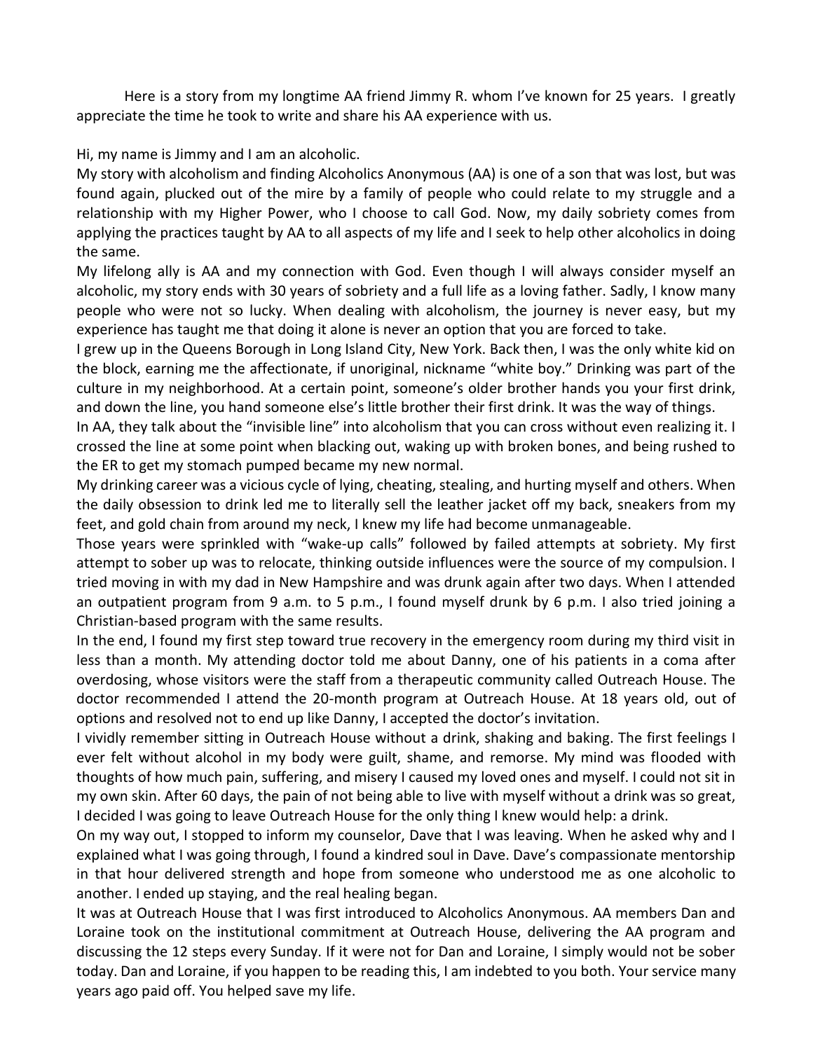Here is a story from my longtime AA friend Jimmy R. whom I've known for 25 years. I greatly appreciate the time he took to write and share his AA experience with us.

Hi, my name is Jimmy and I am an alcoholic.

My story with alcoholism and finding Alcoholics Anonymous (AA) is one of a son that was lost, but was found again, plucked out of the mire by a family of people who could relate to my struggle and a relationship with my Higher Power, who I choose to call God. Now, my daily sobriety comes from applying the practices taught by AA to all aspects of my life and I seek to help other alcoholics in doing the same.

My lifelong ally is AA and my connection with God. Even though I will always consider myself an alcoholic, my story ends with 30 years of sobriety and a full life as a loving father. Sadly, I know many people who were not so lucky. When dealing with alcoholism, the journey is never easy, but my experience has taught me that doing it alone is never an option that you are forced to take.

I grew up in the Queens Borough in Long Island City, New York. Back then, I was the only white kid on the block, earning me the affectionate, if unoriginal, nickname "white boy." Drinking was part of the culture in my neighborhood. At a certain point, someone's older brother hands you your first drink, and down the line, you hand someone else's little brother their first drink. It was the way of things.

In AA, they talk about the "invisible line" into alcoholism that you can cross without even realizing it. I crossed the line at some point when blacking out, waking up with broken bones, and being rushed to the ER to get my stomach pumped became my new normal.

My drinking career was a vicious cycle of lying, cheating, stealing, and hurting myself and others. When the daily obsession to drink led me to literally sell the leather jacket off my back, sneakers from my feet, and gold chain from around my neck, I knew my life had become unmanageable.

Those years were sprinkled with "wake-up calls" followed by failed attempts at sobriety. My first attempt to sober up was to relocate, thinking outside influences were the source of my compulsion. I tried moving in with my dad in New Hampshire and was drunk again after two days. When I attended an outpatient program from 9 a.m. to 5 p.m., I found myself drunk by 6 p.m. I also tried joining a Christian-based program with the same results.

In the end, I found my first step toward true recovery in the emergency room during my third visit in less than a month. My attending doctor told me about Danny, one of his patients in a coma after overdosing, whose visitors were the staff from a therapeutic community called Outreach House. The doctor recommended I attend the 20-month program at Outreach House. At 18 years old, out of options and resolved not to end up like Danny, I accepted the doctor's invitation.

I vividly remember sitting in Outreach House without a drink, shaking and baking. The first feelings I ever felt without alcohol in my body were guilt, shame, and remorse. My mind was flooded with thoughts of how much pain, suffering, and misery I caused my loved ones and myself. I could not sit in my own skin. After 60 days, the pain of not being able to live with myself without a drink was so great, I decided I was going to leave Outreach House for the only thing I knew would help: a drink.

On my way out, I stopped to inform my counselor, Dave that I was leaving. When he asked why and I explained what I was going through, I found a kindred soul in Dave. Dave's compassionate mentorship in that hour delivered strength and hope from someone who understood me as one alcoholic to another. I ended up staying, and the real healing began.

It was at Outreach House that I was first introduced to Alcoholics Anonymous. AA members Dan and Loraine took on the institutional commitment at Outreach House, delivering the AA program and discussing the 12 steps every Sunday. If it were not for Dan and Loraine, I simply would not be sober today. Dan and Loraine, if you happen to be reading this, I am indebted to you both. Your service many years ago paid off. You helped save my life.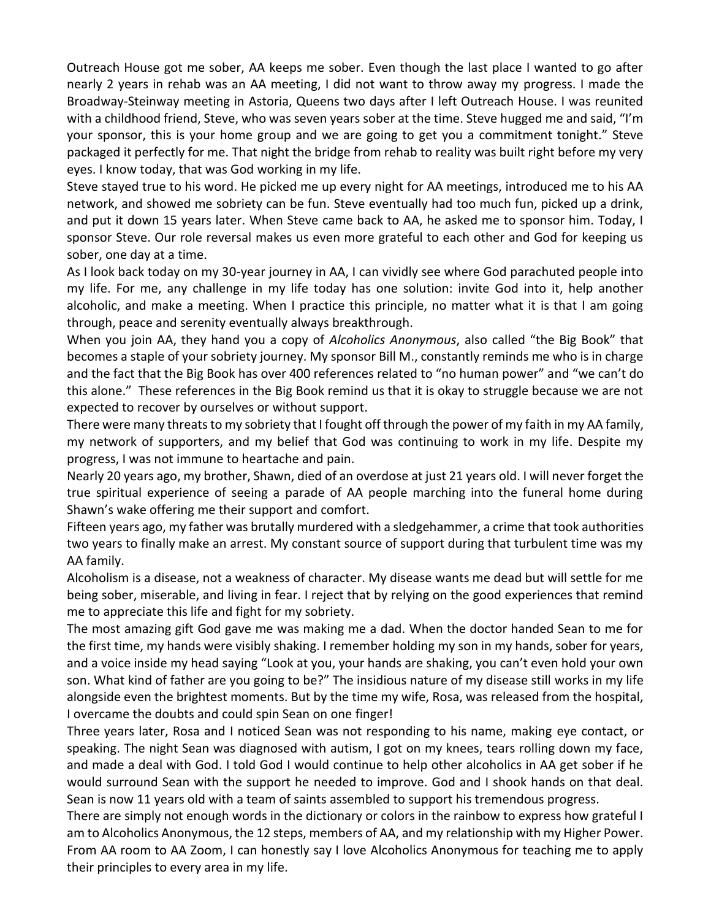Outreach House got me sober, AA keeps me sober. Even though the last place I wanted to go after nearly 2 years in rehab was an AA meeting, I did not want to throw away my progress. I made the Broadway-Steinway meeting in Astoria, Queens two days after I left Outreach House. I was reunited with a childhood friend, Steve, who was seven years sober at the time. Steve hugged me and said, "I'm your sponsor, this is your home group and we are going to get you a commitment tonight." Steve packaged it perfectly for me. That night the bridge from rehab to reality was built right before my very eyes. I know today, that was God working in my life.

Steve stayed true to his word. He picked me up every night for AA meetings, introduced me to his AA network, and showed me sobriety can be fun. Steve eventually had too much fun, picked up a drink, and put it down 15 years later. When Steve came back to AA, he asked me to sponsor him. Today, I sponsor Steve. Our role reversal makes us even more grateful to each other and God for keeping us sober, one day at a time.

As I look back today on my 30-year journey in AA, I can vividly see where God parachuted people into my life. For me, any challenge in my life today has one solution: invite God into it, help another alcoholic, and make a meeting. When I practice this principle, no matter what it is that I am going through, peace and serenity eventually always breakthrough.

When you join AA, they hand you a copy of *Alcoholics Anonymous*, also called "the Big Book" that becomes a staple of your sobriety journey. My sponsor Bill M., constantly reminds me who is in charge and the fact that the Big Book has over 400 references related to "no human power" and "we can't do this alone." These references in the Big Book remind us that it is okay to struggle because we are not expected to recover by ourselves or without support.

There were many threats to my sobriety that I fought off through the power of my faith in my AA family, my network of supporters, and my belief that God was continuing to work in my life. Despite my progress, I was not immune to heartache and pain.

Nearly 20 years ago, my brother, Shawn, died of an overdose at just 21 years old. I will never forget the true spiritual experience of seeing a parade of AA people marching into the funeral home during Shawn's wake offering me their support and comfort.

Fifteen years ago, my father was brutally murdered with a sledgehammer, a crime that took authorities two years to finally make an arrest. My constant source of support during that turbulent time was my AA family.

Alcoholism is a disease, not a weakness of character. My disease wants me dead but will settle for me being sober, miserable, and living in fear. I reject that by relying on the good experiences that remind me to appreciate this life and fight for my sobriety.

The most amazing gift God gave me was making me a dad. When the doctor handed Sean to me for the first time, my hands were visibly shaking. I remember holding my son in my hands, sober for years, and a voice inside my head saying "Look at you, your hands are shaking, you can't even hold your own son. What kind of father are you going to be?" The insidious nature of my disease still works in my life alongside even the brightest moments. But by the time my wife, Rosa, was released from the hospital, I overcame the doubts and could spin Sean on one finger!

Three years later, Rosa and I noticed Sean was not responding to his name, making eye contact, or speaking. The night Sean was diagnosed with autism, I got on my knees, tears rolling down my face, and made a deal with God. I told God I would continue to help other alcoholics in AA get sober if he would surround Sean with the support he needed to improve. God and I shook hands on that deal. Sean is now 11 years old with a team of saints assembled to support his tremendous progress.

There are simply not enough words in the dictionary or colors in the rainbow to express how grateful I am to Alcoholics Anonymous, the 12 steps, members of AA, and my relationship with my Higher Power. From AA room to AA Zoom, I can honestly say I love Alcoholics Anonymous for teaching me to apply their principles to every area in my life.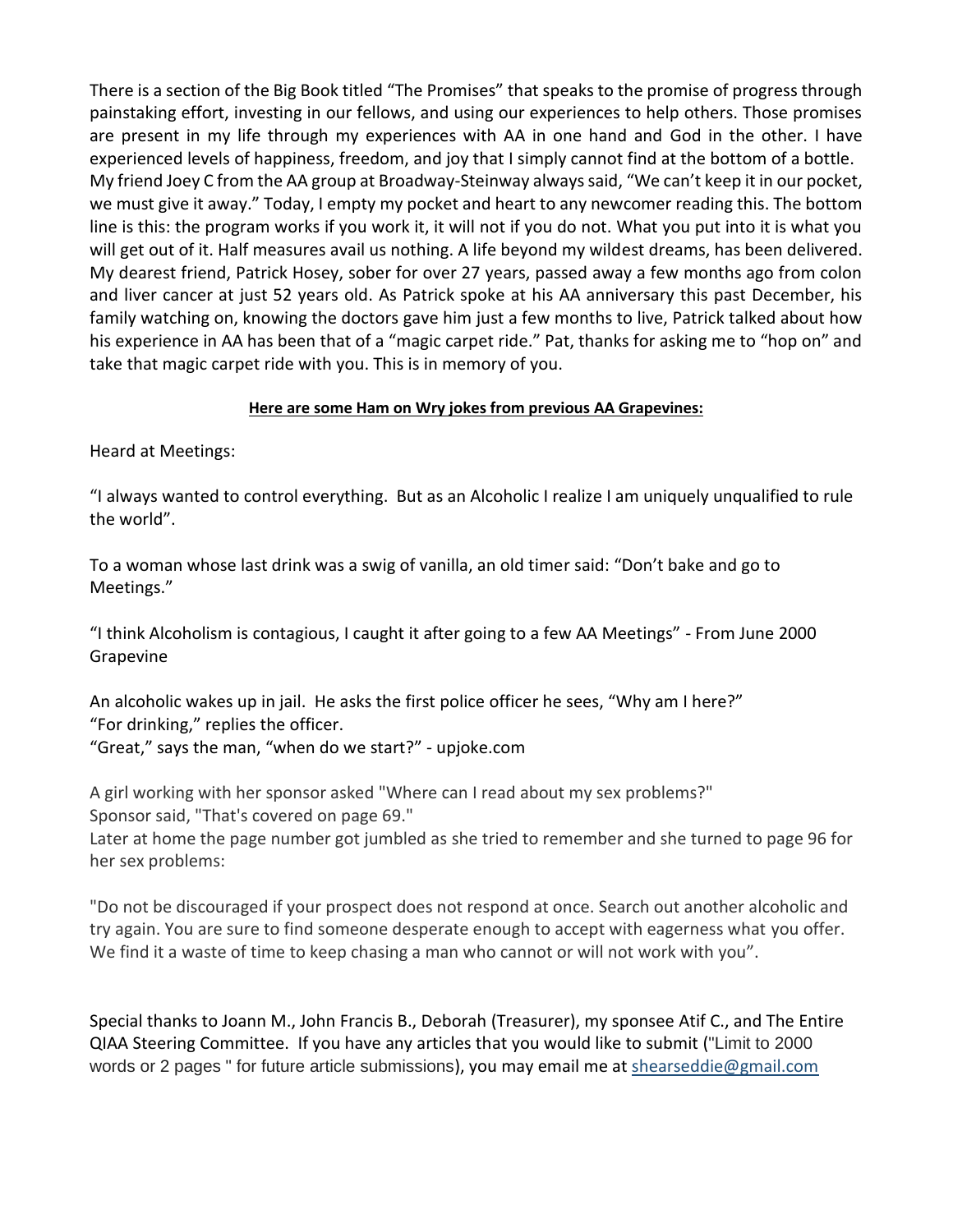There is a section of the Big Book titled "The Promises" that speaks to the promise of progress through painstaking effort, investing in our fellows, and using our experiences to help others. Those promises are present in my life through my experiences with AA in one hand and God in the other. I have experienced levels of happiness, freedom, and joy that I simply cannot find at the bottom of a bottle. My friend Joey C from the AA group at Broadway-Steinway always said, "We can't keep it in our pocket, we must give it away." Today, I empty my pocket and heart to any newcomer reading this. The bottom line is this: the program works if you work it, it will not if you do not. What you put into it is what you will get out of it. Half measures avail us nothing. A life beyond my wildest dreams, has been delivered. My dearest friend, Patrick Hosey, sober for over 27 years, passed away a few months ago from colon and liver cancer at just 52 years old. As Patrick spoke at his AA anniversary this past December, his family watching on, knowing the doctors gave him just a few months to live, Patrick talked about how his experience in AA has been that of a "magic carpet ride." Pat, thanks for asking me to "hop on" and take that magic carpet ride with you. This is in memory of you.

**Here are some Ham on Wry jokes from previous AA Grapevines:**

Heard at Meetings:

"I always wanted to control everything. But as an Alcoholic I realize I am uniquely unqualified to rule the world".

To a woman whose last drink was a swig of vanilla, an old timer said: "Don't bake and go to Meetings."

"I think Alcoholism is contagious, I caught it after going to a few AA Meetings" - From June 2000 Grapevine

An alcoholic wakes up in jail. He asks the first police officer he sees, "Why am I here?"
"For drinking," replies the officer.
"Great," says the man, "when do we start?" - upjoke.com

A girl working with her sponsor asked "Where can I read about my sex problems?"
Sponsor said, "That's covered on page 69."
Later at home the page number got jumbled as she tried to remember and she turned to page 96 for her sex problems:

"Do not be discouraged if your prospect does not respond at once. Search out another alcoholic and try again. You are sure to find someone desperate enough to accept with eagerness what you offer. We find it a waste of time to keep chasing a man who cannot or will not work with you".

Special thanks to Joann M., John Francis B., Deborah (Treasurer), my sponsee Atif C., and The Entire QIAA Steering Committee. If you have any articles that you would like to submit ("Limit to 2000 words or 2 pages " for future article submissions), you may email me at shearseddie@gmail.com